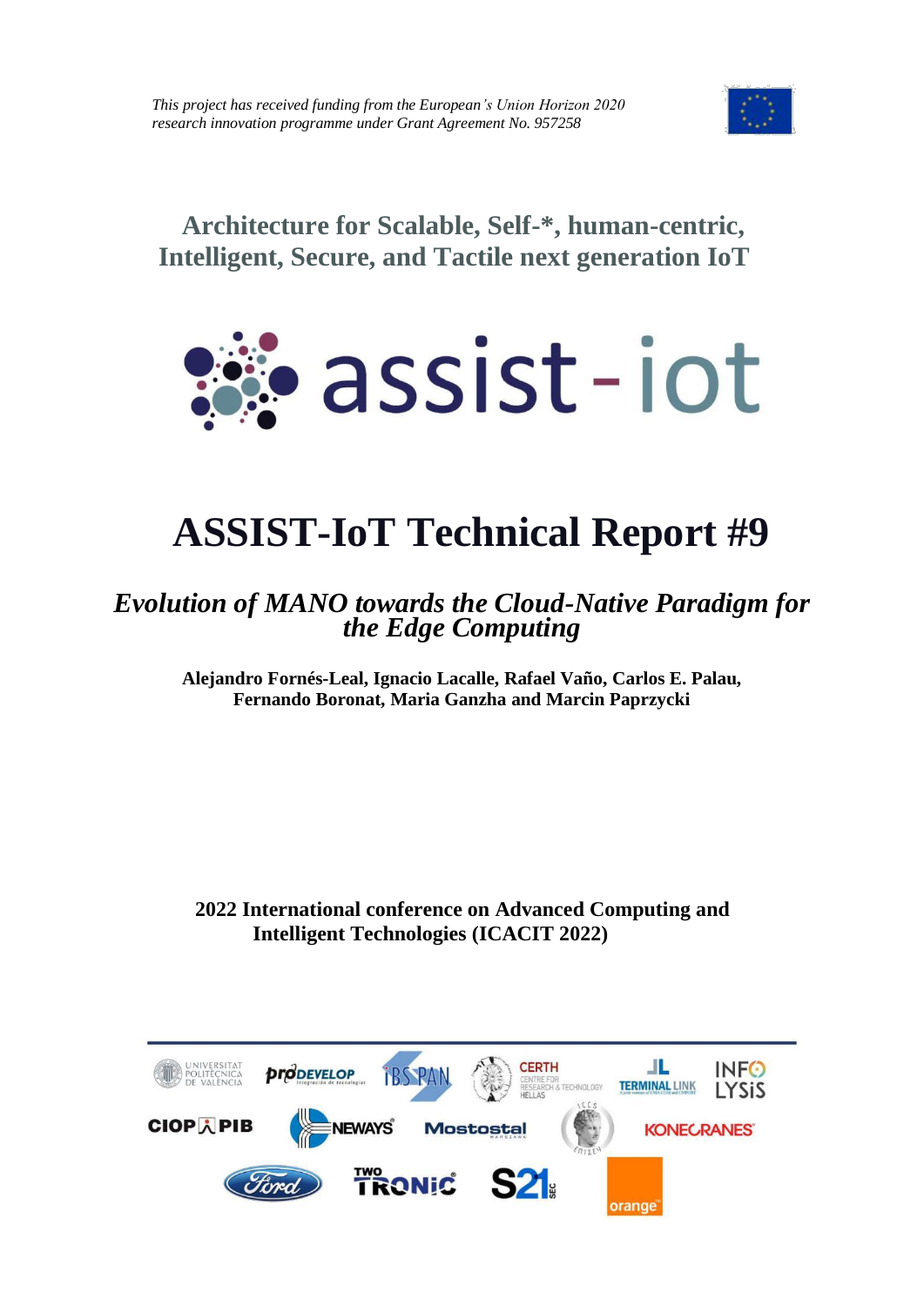*This project has received funding from the European's Union Horizon 2020 research innovation programme under Grant Agreement No. 957258*

## Architecture for Scalable, Self-*, human-centric, Intelligent, Secure, and Tactile next generation IoT

assist-iot

# ASSIST-IoT Technical Report #9

## *Evolution of MANO towards the Cloud-Native Paradigm for the Edge Computing*

**Alejandro Fornés-Leal, Ignacio Lacalle, Rafael Vaño, Carlos E. Palau, Fernando Boronat, Maria Ganzha and Marcin Paprzycki**

**2022 International conference on Advanced Computing and Intelligent Technologies (ICACIT 2022)**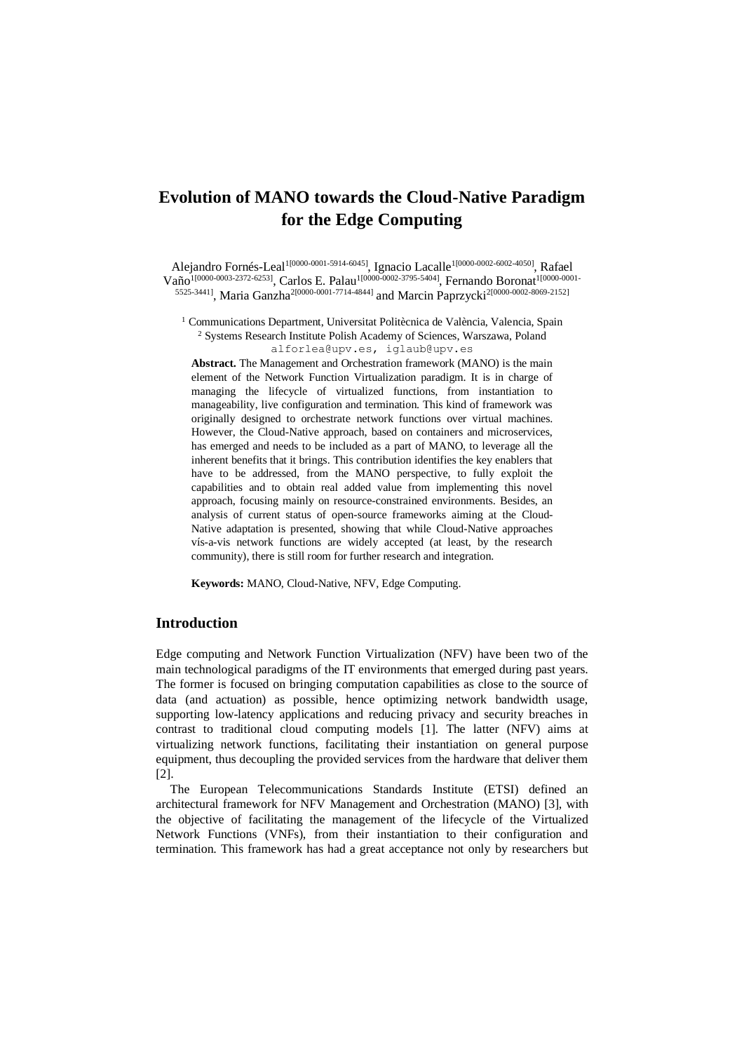# Evolution of MANO towards the Cloud-Native Paradigm for the Edge Computing

Alejandro Fornés-Leal[1[0000-0001-5914-6045]], Ignacio Lacalle[1[0000-0002-6002-4050]], Rafael Vaño[1[0000-0003-2372-6253]], Carlos E. Palau[1[0000-0002-3795-5404]], Fernando Boronat[1[0000-0001-5525-3441]], Maria Ganzha[2[0000-0001-7714-4844]] and Marcin Paprzycki[2[0000-0002-8069-2152]]

[1] Communications Department, Universitat Politècnica de València, Valencia, Spain
[2] Systems Research Institute Polish Academy of Sciences, Warszawa, Poland
alforlea@upv.es, iglaub@upv.es

**Abstract.** The Management and Orchestration framework (MANO) is the main element of the Network Function Virtualization paradigm. It is in charge of managing the lifecycle of virtualized functions, from instantiation to manageability, live configuration and termination. This kind of framework was originally designed to orchestrate network functions over virtual machines. However, the Cloud-Native approach, based on containers and microservices, has emerged and needs to be included as a part of MANO, to leverage all the inherent benefits that it brings. This contribution identifies the key enablers that have to be addressed, from the MANO perspective, to fully exploit the capabilities and to obtain real added value from implementing this novel approach, focusing mainly on resource-constrained environments. Besides, an analysis of current status of open-source frameworks aiming at the Cloud-Native adaptation is presented, showing that while Cloud-Native approaches vís-a-vis network functions are widely accepted (at least, by the research community), there is still room for further research and integration.

**Keywords:** MANO, Cloud-Native, NFV, Edge Computing.

## Introduction

Edge computing and Network Function Virtualization (NFV) have been two of the main technological paradigms of the IT environments that emerged during past years. The former is focused on bringing computation capabilities as close to the source of data (and actuation) as possible, hence optimizing network bandwidth usage, supporting low-latency applications and reducing privacy and security breaches in contrast to traditional cloud computing models [1]. The latter (NFV) aims at virtualizing network functions, facilitating their instantiation on general purpose equipment, thus decoupling the provided services from the hardware that deliver them [2].

The European Telecommunications Standards Institute (ETSI) defined an architectural framework for NFV Management and Orchestration (MANO) [3], with the objective of facilitating the management of the lifecycle of the Virtualized Network Functions (VNFs), from their instantiation to their configuration and termination. This framework has had a great acceptance not only by researchers but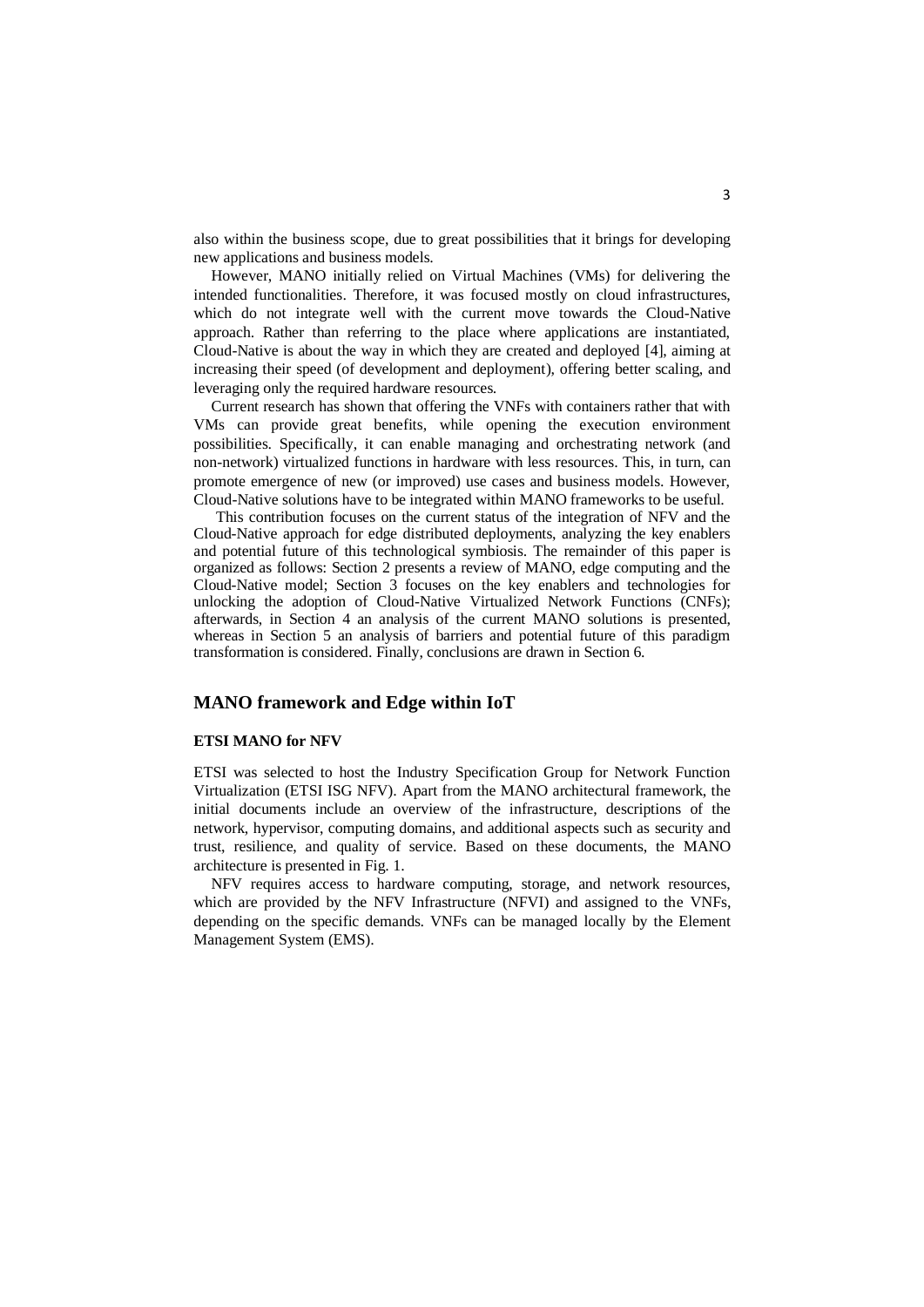also within the business scope, due to great possibilities that it brings for developing new applications and business models.

However, MANO initially relied on Virtual Machines (VMs) for delivering the intended functionalities. Therefore, it was focused mostly on cloud infrastructures, which do not integrate well with the current move towards the Cloud-Native approach. Rather than referring to the place where applications are instantiated, Cloud-Native is about the way in which they are created and deployed [4], aiming at increasing their speed (of development and deployment), offering better scaling, and leveraging only the required hardware resources.

Current research has shown that offering the VNFs with containers rather that with VMs can provide great benefits, while opening the execution environment possibilities. Specifically, it can enable managing and orchestrating network (and non-network) virtualized functions in hardware with less resources. This, in turn, can promote emergence of new (or improved) use cases and business models. However, Cloud-Native solutions have to be integrated within MANO frameworks to be useful.

This contribution focuses on the current status of the integration of NFV and the Cloud-Native approach for edge distributed deployments, analyzing the key enablers and potential future of this technological symbiosis. The remainder of this paper is organized as follows: Section 2 presents a review of MANO, edge computing and the Cloud-Native model; Section 3 focuses on the key enablers and technologies for unlocking the adoption of Cloud-Native Virtualized Network Functions (CNFs); afterwards, in Section 4 an analysis of the current MANO solutions is presented, whereas in Section 5 an analysis of barriers and potential future of this paradigm transformation is considered. Finally, conclusions are drawn in Section 6.

## MANO framework and Edge within IoT

### ETSI MANO for NFV

ETSI was selected to host the Industry Specification Group for Network Function Virtualization (ETSI ISG NFV). Apart from the MANO architectural framework, the initial documents include an overview of the infrastructure, descriptions of the network, hypervisor, computing domains, and additional aspects such as security and trust, resilience, and quality of service. Based on these documents, the MANO architecture is presented in Fig. 1.

NFV requires access to hardware computing, storage, and network resources, which are provided by the NFV Infrastructure (NFVI) and assigned to the VNFs, depending on the specific demands. VNFs can be managed locally by the Element Management System (EMS).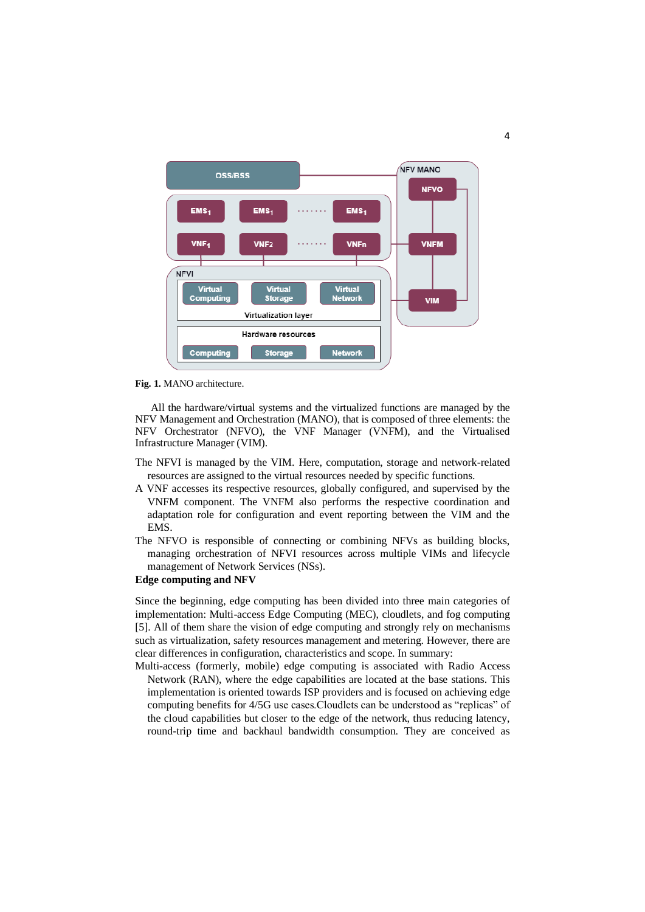**Fig. 1.** MANO architecture.

All the hardware/virtual systems and the virtualized functions are managed by the NFV Management and Orchestration (MANO), that is composed of three elements: the NFV Orchestrator (NFVO), the VNF Manager (VNFM), and the Virtualised Infrastructure Manager (VIM).

The NFVI is managed by the VIM. Here, computation, storage and network-related resources are assigned to the virtual resources needed by specific functions.

A VNF accesses its respective resources, globally configured, and supervised by the VNFM component. The VNFM also performs the respective coordination and adaptation role for configuration and event reporting between the VIM and the EMS.

The NFVO is responsible of connecting or combining NFVs as building blocks, managing orchestration of NFVI resources across multiple VIMs and lifecycle management of Network Services (NSs).

**Edge computing and NFV**

Since the beginning, edge computing has been divided into three main categories of implementation: Multi-access Edge Computing (MEC), cloudlets, and fog computing [5]. All of them share the vision of edge computing and strongly rely on mechanisms such as virtualization, safety resources management and metering. However, there are clear differences in configuration, characteristics and scope. In summary:

Multi-access (formerly, mobile) edge computing is associated with Radio Access Network (RAN), where the edge capabilities are located at the base stations. This implementation is oriented towards ISP providers and is focused on achieving edge computing benefits for 4/5G use cases.Cloudlets can be understood as "replicas" of the cloud capabilities but closer to the edge of the network, thus reducing latency, round-trip time and backhaul bandwidth consumption. They are conceived as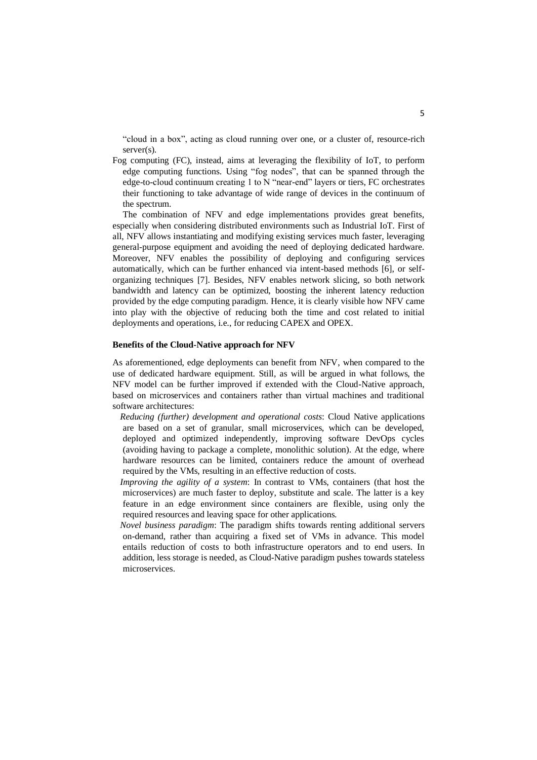"cloud in a box", acting as cloud running over one, or a cluster of, resource-rich server(s).

Fog computing (FC), instead, aims at leveraging the flexibility of IoT, to perform edge computing functions. Using "fog nodes", that can be spanned through the edge-to-cloud continuum creating 1 to N "near-end" layers or tiers, FC orchestrates their functioning to take advantage of wide range of devices in the continuum of the spectrum.

The combination of NFV and edge implementations provides great benefits, especially when considering distributed environments such as Industrial IoT. First of all, NFV allows instantiating and modifying existing services much faster, leveraging general-purpose equipment and avoiding the need of deploying dedicated hardware. Moreover, NFV enables the possibility of deploying and configuring services automatically, which can be further enhanced via intent-based methods [6], or self-organizing techniques [7]. Besides, NFV enables network slicing, so both network bandwidth and latency can be optimized, boosting the inherent latency reduction provided by the edge computing paradigm. Hence, it is clearly visible how NFV came into play with the objective of reducing both the time and cost related to initial deployments and operations, i.e., for reducing CAPEX and OPEX.

**Benefits of the Cloud-Native approach for NFV**

As aforementioned, edge deployments can benefit from NFV, when compared to the use of dedicated hardware equipment. Still, as will be argued in what follows, the NFV model can be further improved if extended with the Cloud-Native approach, based on microservices and containers rather than virtual machines and traditional software architectures:

*Reducing (further) development and operational costs*: Cloud Native applications are based on a set of granular, small microservices, which can be developed, deployed and optimized independently, improving software DevOps cycles (avoiding having to package a complete, monolithic solution). At the edge, where hardware resources can be limited, containers reduce the amount of overhead required by the VMs, resulting in an effective reduction of costs.

*Improving the agility of a system*: In contrast to VMs, containers (that host the microservices) are much faster to deploy, substitute and scale. The latter is a key feature in an edge environment since containers are flexible, using only the required resources and leaving space for other applications.

*Novel business paradigm*: The paradigm shifts towards renting additional servers on-demand, rather than acquiring a fixed set of VMs in advance. This model entails reduction of costs to both infrastructure operators and to end users. In addition, less storage is needed, as Cloud-Native paradigm pushes towards stateless microservices.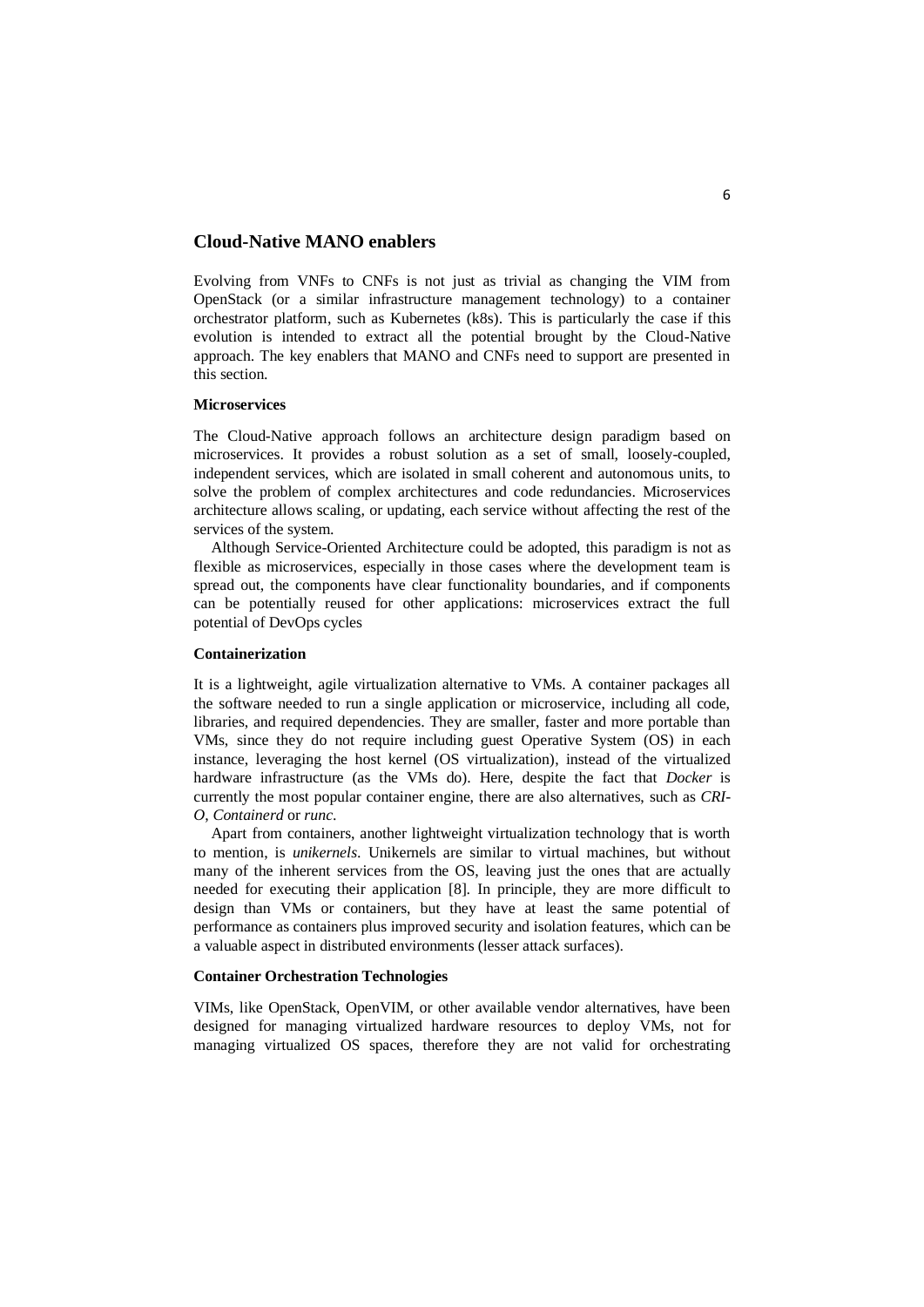## Cloud-Native MANO enablers

Evolving from VNFs to CNFs is not just as trivial as changing the VIM from OpenStack (or a similar infrastructure management technology) to a container orchestrator platform, such as Kubernetes (k8s). This is particularly the case if this evolution is intended to extract all the potential brought by the Cloud-Native approach. The key enablers that MANO and CNFs need to support are presented in this section.

### Microservices

The Cloud-Native approach follows an architecture design paradigm based on microservices. It provides a robust solution as a set of small, loosely-coupled, independent services, which are isolated in small coherent and autonomous units, to solve the problem of complex architectures and code redundancies. Microservices architecture allows scaling, or updating, each service without affecting the rest of the services of the system.

Although Service-Oriented Architecture could be adopted, this paradigm is not as flexible as microservices, especially in those cases where the development team is spread out, the components have clear functionality boundaries, and if components can be potentially reused for other applications: microservices extract the full potential of DevOps cycles

### Containerization

It is a lightweight, agile virtualization alternative to VMs. A container packages all the software needed to run a single application or microservice, including all code, libraries, and required dependencies. They are smaller, faster and more portable than VMs, since they do not require including guest Operative System (OS) in each instance, leveraging the host kernel (OS virtualization), instead of the virtualized hardware infrastructure (as the VMs do). Here, despite the fact that *Docker* is currently the most popular container engine, there are also alternatives, such as *CRI-O*, *Containerd* or *runc*.

Apart from containers, another lightweight virtualization technology that is worth to mention, is *unikernels*. Unikernels are similar to virtual machines, but without many of the inherent services from the OS, leaving just the ones that are actually needed for executing their application [8]. In principle, they are more difficult to design than VMs or containers, but they have at least the same potential of performance as containers plus improved security and isolation features, which can be a valuable aspect in distributed environments (lesser attack surfaces).

### Container Orchestration Technologies

VIMs, like OpenStack, OpenVIM, or other available vendor alternatives, have been designed for managing virtualized hardware resources to deploy VMs, not for managing virtualized OS spaces, therefore they are not valid for orchestrating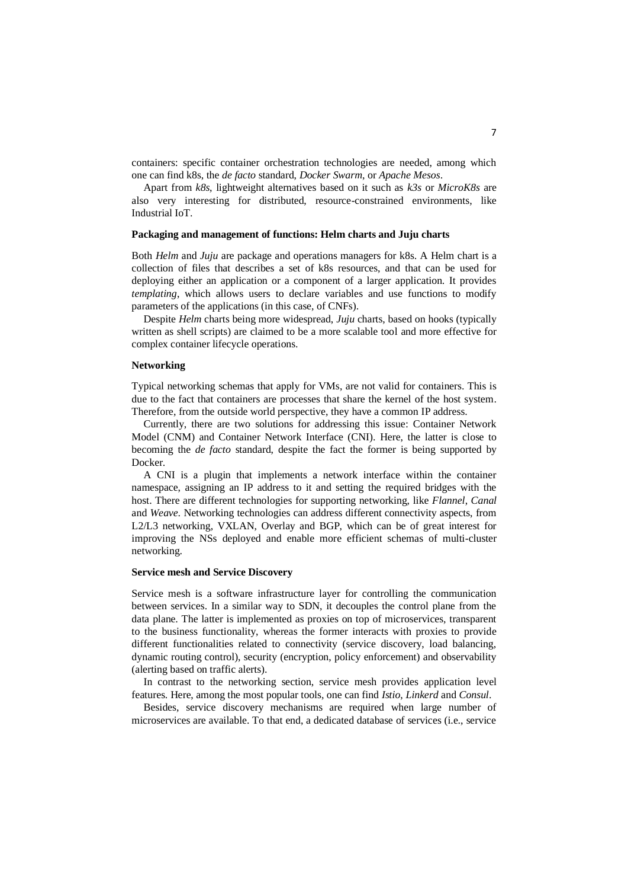containers: specific container orchestration technologies are needed, among which one can find k8s, the *de facto* standard, *Docker Swarm*, or *Apache Mesos*.

Apart from *k8s*, lightweight alternatives based on it such as *k3s* or *MicroK8s* are also very interesting for distributed, resource-constrained environments, like Industrial IoT.

**Packaging and management of functions: Helm charts and Juju charts**

Both *Helm* and *Juju* are package and operations managers for k8s. A Helm chart is a collection of files that describes a set of k8s resources, and that can be used for deploying either an application or a component of a larger application. It provides *templating*, which allows users to declare variables and use functions to modify parameters of the applications (in this case, of CNFs).

Despite *Helm* charts being more widespread, *Juju* charts, based on hooks (typically written as shell scripts) are claimed to be a more scalable tool and more effective for complex container lifecycle operations.

**Networking**

Typical networking schemas that apply for VMs, are not valid for containers. This is due to the fact that containers are processes that share the kernel of the host system. Therefore, from the outside world perspective, they have a common IP address.

Currently, there are two solutions for addressing this issue: Container Network Model (CNM) and Container Network Interface (CNI). Here, the latter is close to becoming the *de facto* standard, despite the fact the former is being supported by Docker.

A CNI is a plugin that implements a network interface within the container namespace, assigning an IP address to it and setting the required bridges with the host. There are different technologies for supporting networking, like *Flannel*, *Canal* and *Weave*. Networking technologies can address different connectivity aspects, from L2/L3 networking, VXLAN, Overlay and BGP, which can be of great interest for improving the NSs deployed and enable more efficient schemas of multi-cluster networking.

**Service mesh and Service Discovery**

Service mesh is a software infrastructure layer for controlling the communication between services. In a similar way to SDN, it decouples the control plane from the data plane. The latter is implemented as proxies on top of microservices, transparent to the business functionality, whereas the former interacts with proxies to provide different functionalities related to connectivity (service discovery, load balancing, dynamic routing control), security (encryption, policy enforcement) and observability (alerting based on traffic alerts).

In contrast to the networking section, service mesh provides application level features. Here, among the most popular tools, one can find *Istio*, *Linkerd* and *Consul*.

Besides, service discovery mechanisms are required when large number of microservices are available. To that end, a dedicated database of services (i.e., service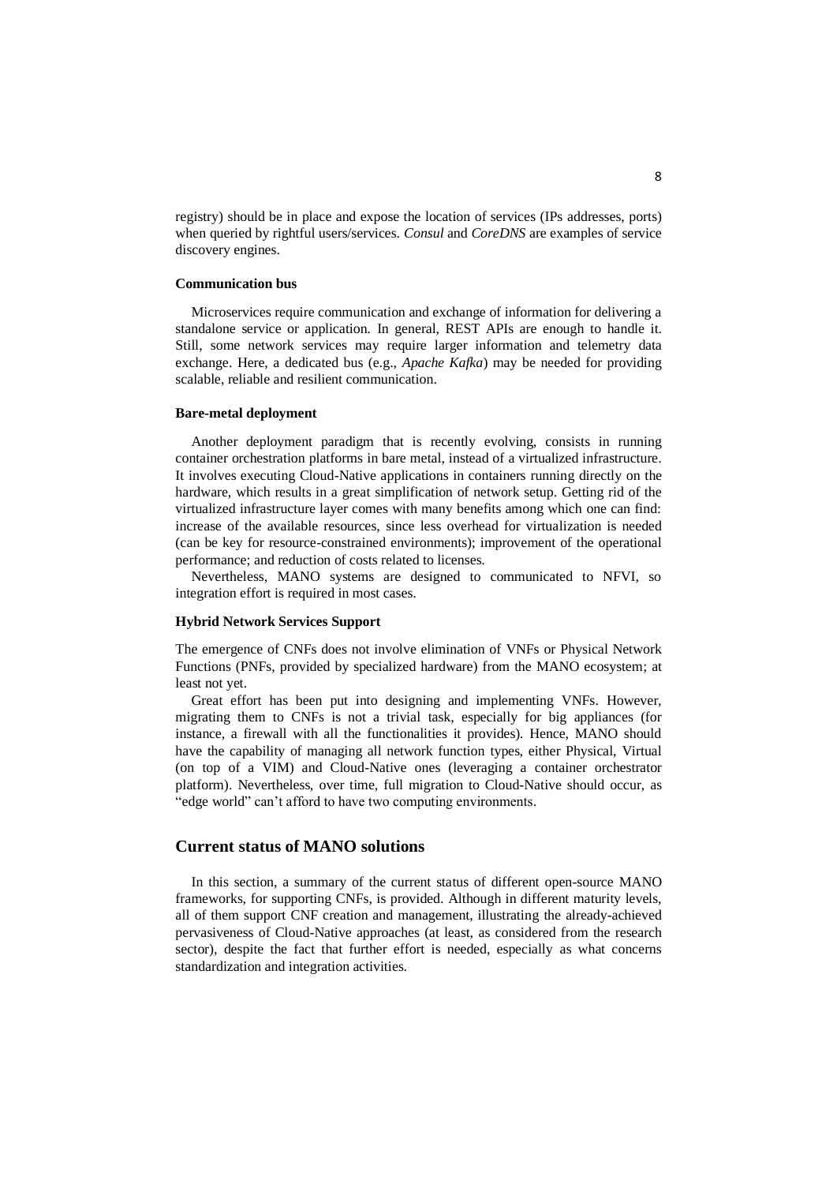registry) should be in place and expose the location of services (IPs addresses, ports) when queried by rightful users/services. *Consul* and *CoreDNS* are examples of service discovery engines.

#### Communication bus

Microservices require communication and exchange of information for delivering a standalone service or application. In general, REST APIs are enough to handle it. Still, some network services may require larger information and telemetry data exchange. Here, a dedicated bus (e.g., *Apache Kafka*) may be needed for providing scalable, reliable and resilient communication.

#### Bare-metal deployment

Another deployment paradigm that is recently evolving, consists in running container orchestration platforms in bare metal, instead of a virtualized infrastructure. It involves executing Cloud-Native applications in containers running directly on the hardware, which results in a great simplification of network setup. Getting rid of the virtualized infrastructure layer comes with many benefits among which one can find: increase of the available resources, since less overhead for virtualization is needed (can be key for resource-constrained environments); improvement of the operational performance; and reduction of costs related to licenses.

Nevertheless, MANO systems are designed to communicated to NFVI, so integration effort is required in most cases.

#### Hybrid Network Services Support

The emergence of CNFs does not involve elimination of VNFs or Physical Network Functions (PNFs, provided by specialized hardware) from the MANO ecosystem; at least not yet.

Great effort has been put into designing and implementing VNFs. However, migrating them to CNFs is not a trivial task, especially for big appliances (for instance, a firewall with all the functionalities it provides). Hence, MANO should have the capability of managing all network function types, either Physical, Virtual (on top of a VIM) and Cloud-Native ones (leveraging a container orchestrator platform). Nevertheless, over time, full migration to Cloud-Native should occur, as "edge world" can't afford to have two computing environments.

## Current status of MANO solutions

In this section, a summary of the current status of different open-source MANO frameworks, for supporting CNFs, is provided. Although in different maturity levels, all of them support CNF creation and management, illustrating the already-achieved pervasiveness of Cloud-Native approaches (at least, as considered from the research sector), despite the fact that further effort is needed, especially as what concerns standardization and integration activities.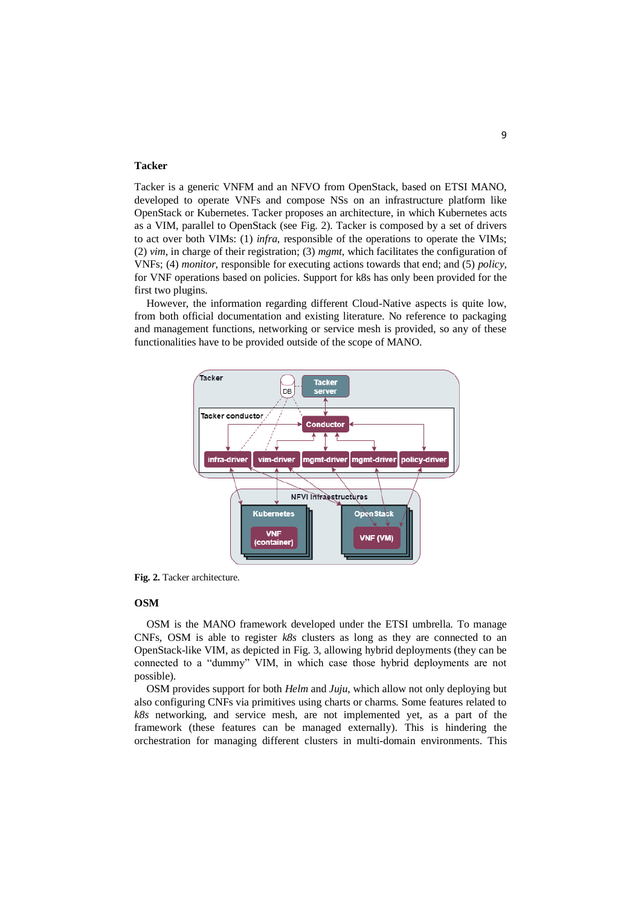**Tacker**

Tacker is a generic VNFM and an NFVO from OpenStack, based on ETSI MANO, developed to operate VNFs and compose NSs on an infrastructure platform like OpenStack or Kubernetes. Tacker proposes an architecture, in which Kubernetes acts as a VIM, parallel to OpenStack (see Fig. 2). Tacker is composed by a set of drivers to act over both VIMs: (1) *infra*, responsible of the operations to operate the VIMs; (2) *vim*, in charge of their registration; (3) *mgmt*, which facilitates the configuration of VNFs; (4) *monitor*, responsible for executing actions towards that end; and (5) *policy*, for VNF operations based on policies. Support for k8s has only been provided for the first two plugins.

However, the information regarding different Cloud-Native aspects is quite low, from both official documentation and existing literature. No reference to packaging and management functions, networking or service mesh is provided, so any of these functionalities have to be provided outside of the scope of MANO.

**Fig. 2.** Tacker architecture.

**OSM**

OSM is the MANO framework developed under the ETSI umbrella. To manage CNFs, OSM is able to register *k8s* clusters as long as they are connected to an OpenStack-like VIM, as depicted in Fig. 3, allowing hybrid deployments (they can be connected to a "dummy" VIM, in which case those hybrid deployments are not possible).

OSM provides support for both *Helm* and *Juju*, which allow not only deploying but also configuring CNFs via primitives using charts or charms. Some features related to *k8s* networking, and service mesh, are not implemented yet, as a part of the framework (these features can be managed externally). This is hindering the orchestration for managing different clusters in multi-domain environments. This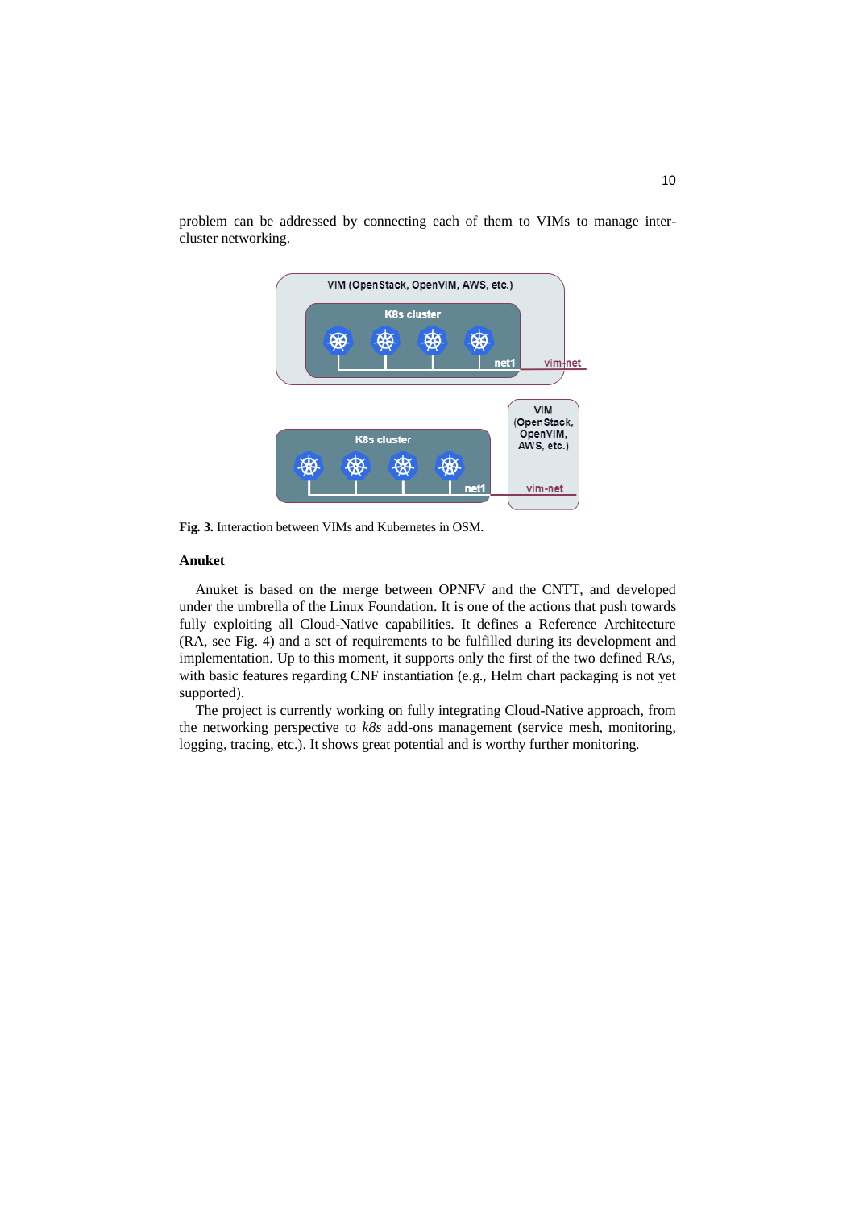problem can be addressed by connecting each of them to VIMs to manage inter-cluster networking.

**Fig. 3.** Interaction between VIMs and Kubernetes in OSM.

**Anuket**

Anuket is based on the merge between OPNFV and the CNTT, and developed under the umbrella of the Linux Foundation. It is one of the actions that push towards fully exploiting all Cloud-Native capabilities. It defines a Reference Architecture (RA, see Fig. 4) and a set of requirements to be fulfilled during its development and implementation. Up to this moment, it supports only the first of the two defined RAs, with basic features regarding CNF instantiation (e.g., Helm chart packaging is not yet supported).

The project is currently working on fully integrating Cloud-Native approach, from the networking perspective to *k8s* add-ons management (service mesh, monitoring, logging, tracing, etc.). It shows great potential and is worthy further monitoring.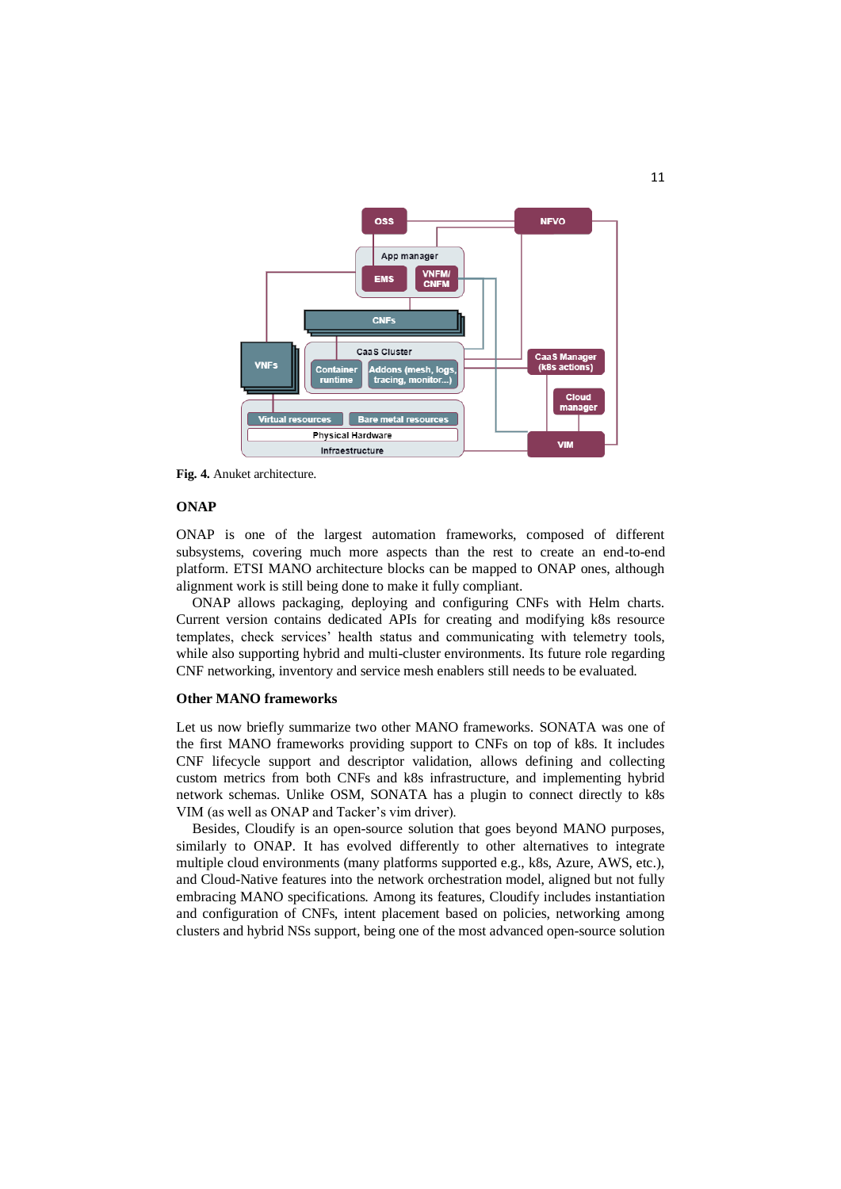**Fig. 4.** Anuket architecture.

### ONAP

ONAP is one of the largest automation frameworks, composed of different subsystems, covering much more aspects than the rest to create an end-to-end platform. ETSI MANO architecture blocks can be mapped to ONAP ones, although alignment work is still being done to make it fully compliant.

ONAP allows packaging, deploying and configuring CNFs with Helm charts. Current version contains dedicated APIs for creating and modifying k8s resource templates, check services' health status and communicating with telemetry tools, while also supporting hybrid and multi-cluster environments. Its future role regarding CNF networking, inventory and service mesh enablers still needs to be evaluated.

### Other MANO frameworks

Let us now briefly summarize two other MANO frameworks. SONATA was one of the first MANO frameworks providing support to CNFs on top of k8s. It includes CNF lifecycle support and descriptor validation, allows defining and collecting custom metrics from both CNFs and k8s infrastructure, and implementing hybrid network schemas. Unlike OSM, SONATA has a plugin to connect directly to k8s VIM (as well as ONAP and Tacker's vim driver).

Besides, Cloudify is an open-source solution that goes beyond MANO purposes, similarly to ONAP. It has evolved differently to other alternatives to integrate multiple cloud environments (many platforms supported e.g., k8s, Azure, AWS, etc.), and Cloud-Native features into the network orchestration model, aligned but not fully embracing MANO specifications. Among its features, Cloudify includes instantiation and configuration of CNFs, intent placement based on policies, networking among clusters and hybrid NSs support, being one of the most advanced open-source solution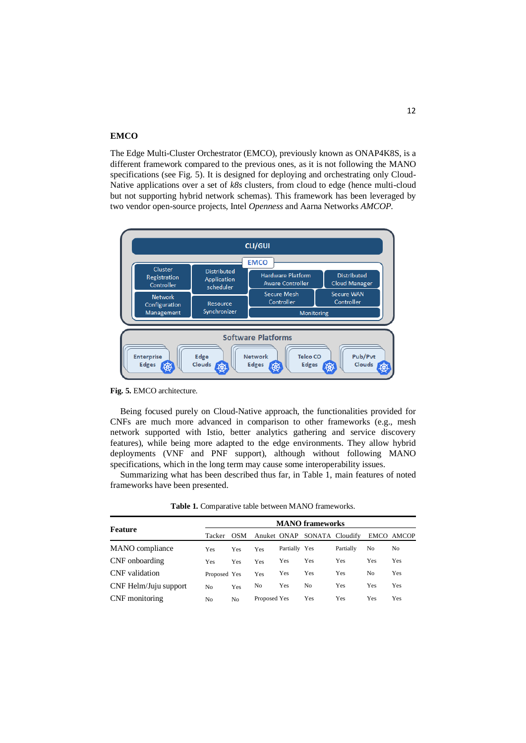### EMCO

The Edge Multi-Cluster Orchestrator (EMCO), previously known as ONAP4K8S, is a different framework compared to the previous ones, as it is not following the MANO specifications (see Fig. 5). It is designed for deploying and orchestrating only Cloud-Native applications over a set of *k8s* clusters, from cloud to edge (hence multi-cloud but not supporting hybrid network schemas). This framework has been leveraged by two vendor open-source projects, Intel *Openness* and Aarna Networks *AMCOP*.

**Fig. 5.** EMCO architecture.

Being focused purely on Cloud-Native approach, the functionalities provided for CNFs are much more advanced in comparison to other frameworks (e.g., mesh network supported with Istio, better analytics gathering and service discovery features), while being more adapted to the edge environments. They allow hybrid deployments (VNF and PNF support), although without following MANO specifications, which in the long term may cause some interoperability issues.

Summarizing what has been described thus far, in Table 1, main features of noted frameworks have been presented.

**Table 1.** Comparative table between MANO frameworks.

| Feature | MANO frameworks | | | | | | | |
|---|---|---|---|---|---|---|---|---|
| | Tacker | OSM | Anuket | ONAP | SONATA | Cloudify | EMCO | AMCOP |
| MANO compliance | Yes | Yes | Yes | Partially | Yes | Partially | No | No |
| CNF onboarding | Yes | Yes | Yes | Yes | Yes | Yes | Yes | Yes |
| CNF validation | Proposed | Yes | Yes | Yes | Yes | Yes | No | Yes |
| CNF Helm/Juju support | No | Yes | No | Yes | No | Yes | Yes | Yes |
| CNF monitoring | No | No | Proposed | Yes | Yes | Yes | Yes | Yes |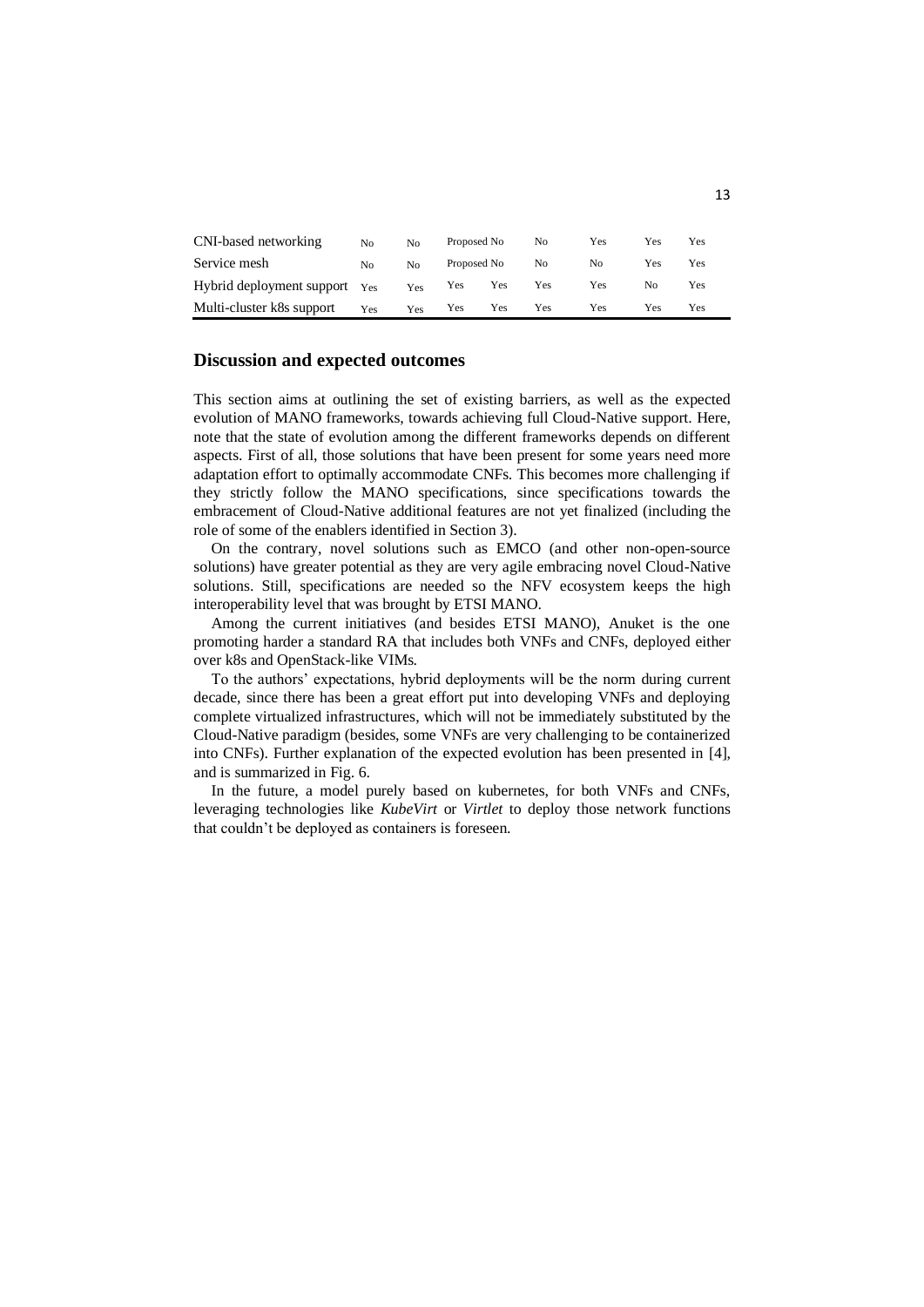| | | | | | | | | |
|---|---|---|---|---|---|---|---|---|
| CNI-based networking | No | No | Proposed | No | No | Yes | Yes | Yes |
| Service mesh | No | No | Proposed | No | No | No | Yes | Yes |
| Hybrid deployment support | Yes | Yes | Yes | Yes | Yes | Yes | No | Yes |
| Multi-cluster k8s support | Yes | Yes | Yes | Yes | Yes | Yes | Yes | Yes |

## Discussion and expected outcomes

This section aims at outlining the set of existing barriers, as well as the expected evolution of MANO frameworks, towards achieving full Cloud-Native support. Here, note that the state of evolution among the different frameworks depends on different aspects. First of all, those solutions that have been present for some years need more adaptation effort to optimally accommodate CNFs. This becomes more challenging if they strictly follow the MANO specifications, since specifications towards the embracement of Cloud-Native additional features are not yet finalized (including the role of some of the enablers identified in Section 3).

On the contrary, novel solutions such as EMCO (and other non-open-source solutions) have greater potential as they are very agile embracing novel Cloud-Native solutions. Still, specifications are needed so the NFV ecosystem keeps the high interoperability level that was brought by ETSI MANO.

Among the current initiatives (and besides ETSI MANO), Anuket is the one promoting harder a standard RA that includes both VNFs and CNFs, deployed either over k8s and OpenStack-like VIMs.

To the authors' expectations, hybrid deployments will be the norm during current decade, since there has been a great effort put into developing VNFs and deploying complete virtualized infrastructures, which will not be immediately substituted by the Cloud-Native paradigm (besides, some VNFs are very challenging to be containerized into CNFs). Further explanation of the expected evolution has been presented in [4], and is summarized in Fig. 6.

In the future, a model purely based on kubernetes, for both VNFs and CNFs, leveraging technologies like *KubeVirt* or *Virtlet* to deploy those network functions that couldn't be deployed as containers is foreseen.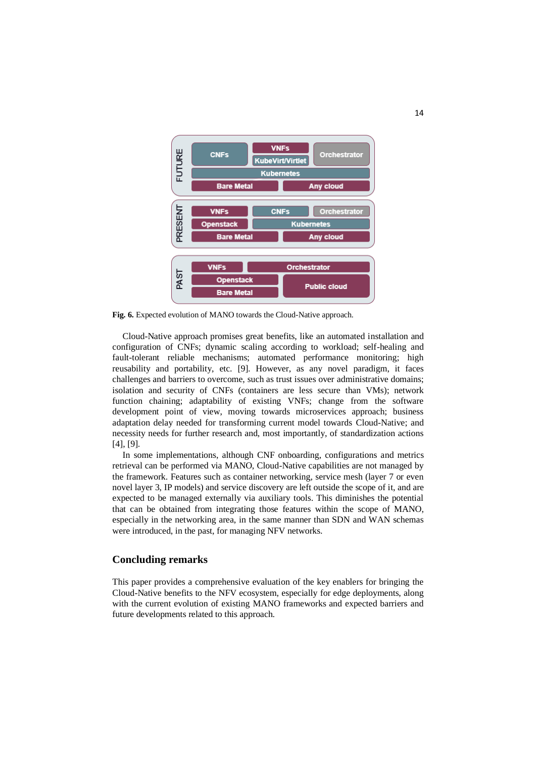**Fig. 6.** Expected evolution of MANO towards the Cloud-Native approach.

Cloud-Native approach promises great benefits, like an automated installation and configuration of CNFs; dynamic scaling according to workload; self-healing and fault-tolerant reliable mechanisms; automated performance monitoring; high reusability and portability, etc. [9]. However, as any novel paradigm, it faces challenges and barriers to overcome, such as trust issues over administrative domains; isolation and security of CNFs (containers are less secure than VMs); network function chaining; adaptability of existing VNFs; change from the software development point of view, moving towards microservices approach; business adaptation delay needed for transforming current model towards Cloud-Native; and necessity needs for further research and, most importantly, of standardization actions [4], [9].

In some implementations, although CNF onboarding, configurations and metrics retrieval can be performed via MANO, Cloud-Native capabilities are not managed by the framework. Features such as container networking, service mesh (layer 7 or even novel layer 3, IP models) and service discovery are left outside the scope of it, and are expected to be managed externally via auxiliary tools. This diminishes the potential that can be obtained from integrating those features within the scope of MANO, especially in the networking area, in the same manner than SDN and WAN schemas were introduced, in the past, for managing NFV networks.

## Concluding remarks

This paper provides a comprehensive evaluation of the key enablers for bringing the Cloud-Native benefits to the NFV ecosystem, especially for edge deployments, along with the current evolution of existing MANO frameworks and expected barriers and future developments related to this approach.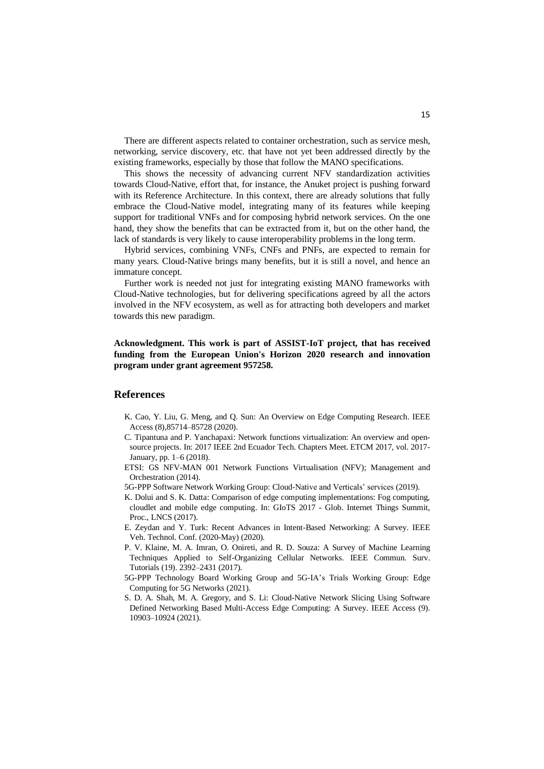There are different aspects related to container orchestration, such as service mesh, networking, service discovery, etc. that have not yet been addressed directly by the existing frameworks, especially by those that follow the MANO specifications.

This shows the necessity of advancing current NFV standardization activities towards Cloud-Native, effort that, for instance, the Anuket project is pushing forward with its Reference Architecture. In this context, there are already solutions that fully embrace the Cloud-Native model, integrating many of its features while keeping support for traditional VNFs and for composing hybrid network services. On the one hand, they show the benefits that can be extracted from it, but on the other hand, the lack of standards is very likely to cause interoperability problems in the long term.

Hybrid services, combining VNFs, CNFs and PNFs, are expected to remain for many years. Cloud-Native brings many benefits, but it is still a novel, and hence an immature concept.

Further work is needed not just for integrating existing MANO frameworks with Cloud-Native technologies, but for delivering specifications agreed by all the actors involved in the NFV ecosystem, as well as for attracting both developers and market towards this new paradigm.

**Acknowledgment. This work is part of ASSIST-IoT project, that has received funding from the European Union's Horizon 2020 research and innovation program under grant agreement 957258.**

## References

- K. Cao, Y. Liu, G. Meng, and Q. Sun: An Overview on Edge Computing Research. IEEE Access (8),85714–85728 (2020).
- C. Tipantuna and P. Yanchapaxi: Network functions virtualization: An overview and open-source projects. In: 2017 IEEE 2nd Ecuador Tech. Chapters Meet. ETCM 2017, vol. 2017-January, pp. 1–6 (2018).
- ETSI: GS NFV-MAN 001 Network Functions Virtualisation (NFV); Management and Orchestration (2014).
- 5G-PPP Software Network Working Group: Cloud-Native and Verticals' services (2019).
- K. Dolui and S. K. Datta: Comparison of edge computing implementations: Fog computing, cloudlet and mobile edge computing. In: GIoTS 2017 - Glob. Internet Things Summit, Proc., LNCS (2017).
- E. Zeydan and Y. Turk: Recent Advances in Intent-Based Networking: A Survey. IEEE Veh. Technol. Conf. (2020-May) (2020).
- P. V. Klaine, M. A. Imran, O. Onireti, and R. D. Souza: A Survey of Machine Learning Techniques Applied to Self-Organizing Cellular Networks. IEEE Commun. Surv. Tutorials (19). 2392–2431 (2017).
- 5G-PPP Technology Board Working Group and 5G-IA's Trials Working Group: Edge Computing for 5G Networks (2021).
- S. D. A. Shah, M. A. Gregory, and S. Li: Cloud-Native Network Slicing Using Software Defined Networking Based Multi-Access Edge Computing: A Survey. IEEE Access (9). 10903–10924 (2021).